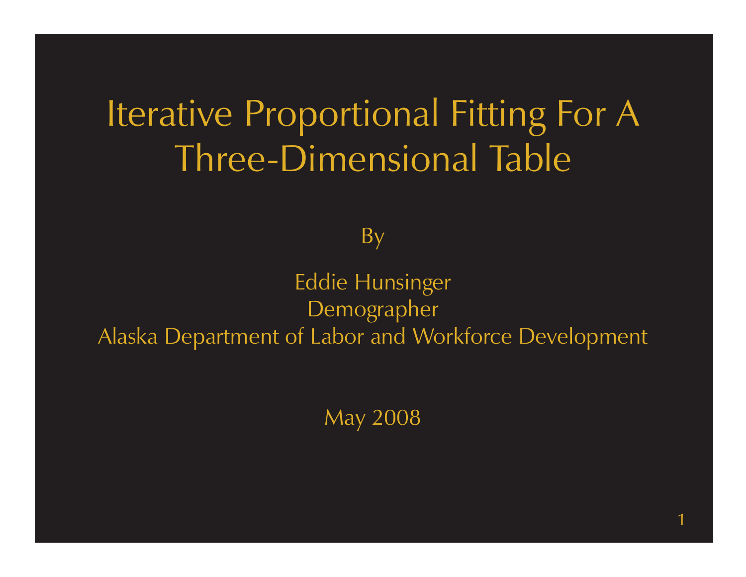# Iterative Proportional Fitting For A Three-Dimensional Table

By

Eddie Hunsinger
Demographer
Alaska Department of Labor and Workforce Development

May 2008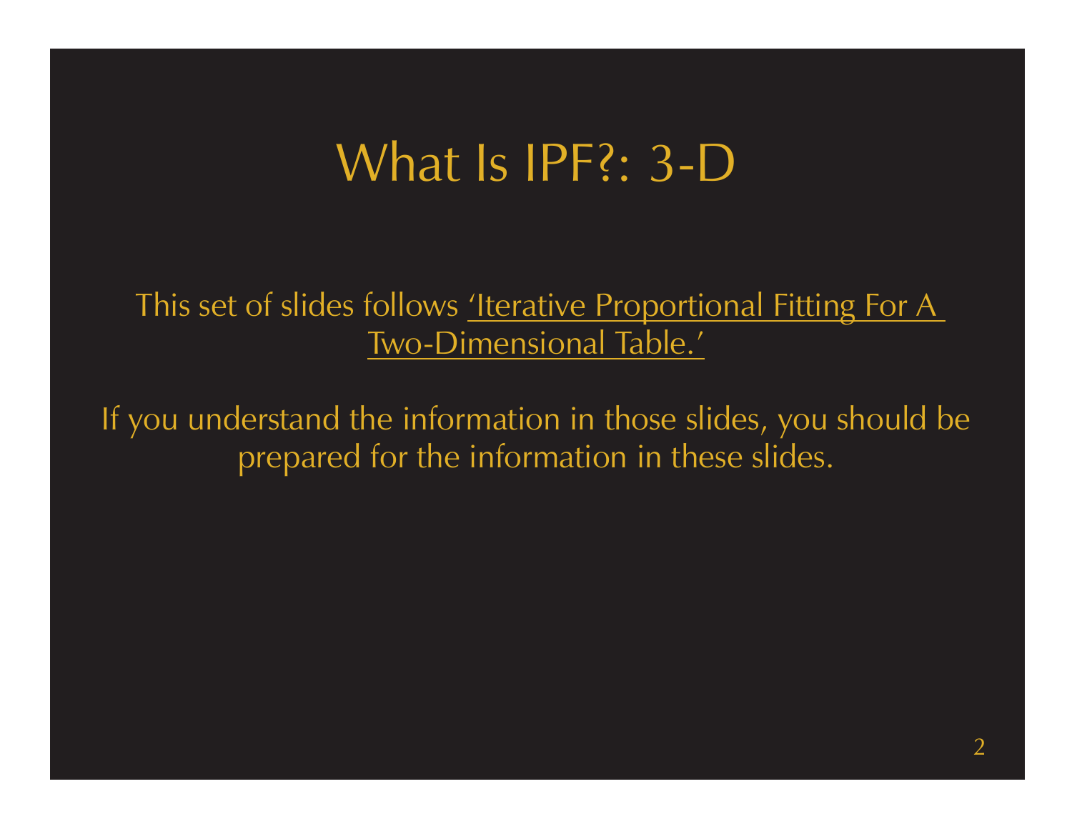# What Is IPF?: 3-D

This set of slides follows 'Iterative Proportional Fitting For A Two-Dimensional Table.'

If you understand the information in those slides, you should be prepared for the information in these slides.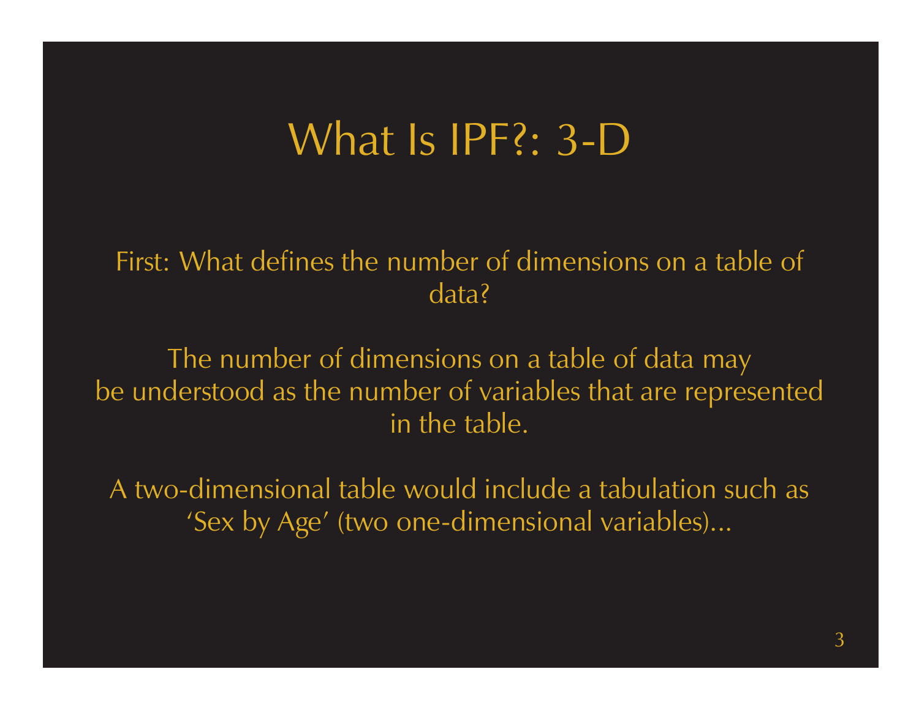# What Is IPF?: 3-D

First: What defines the number of dimensions on a table of data?

The number of dimensions on a table of data may be understood as the number of variables that are represented in the table.

A two-dimensional table would include a tabulation such as ‘Sex by Age’ (two one-dimensional variables)...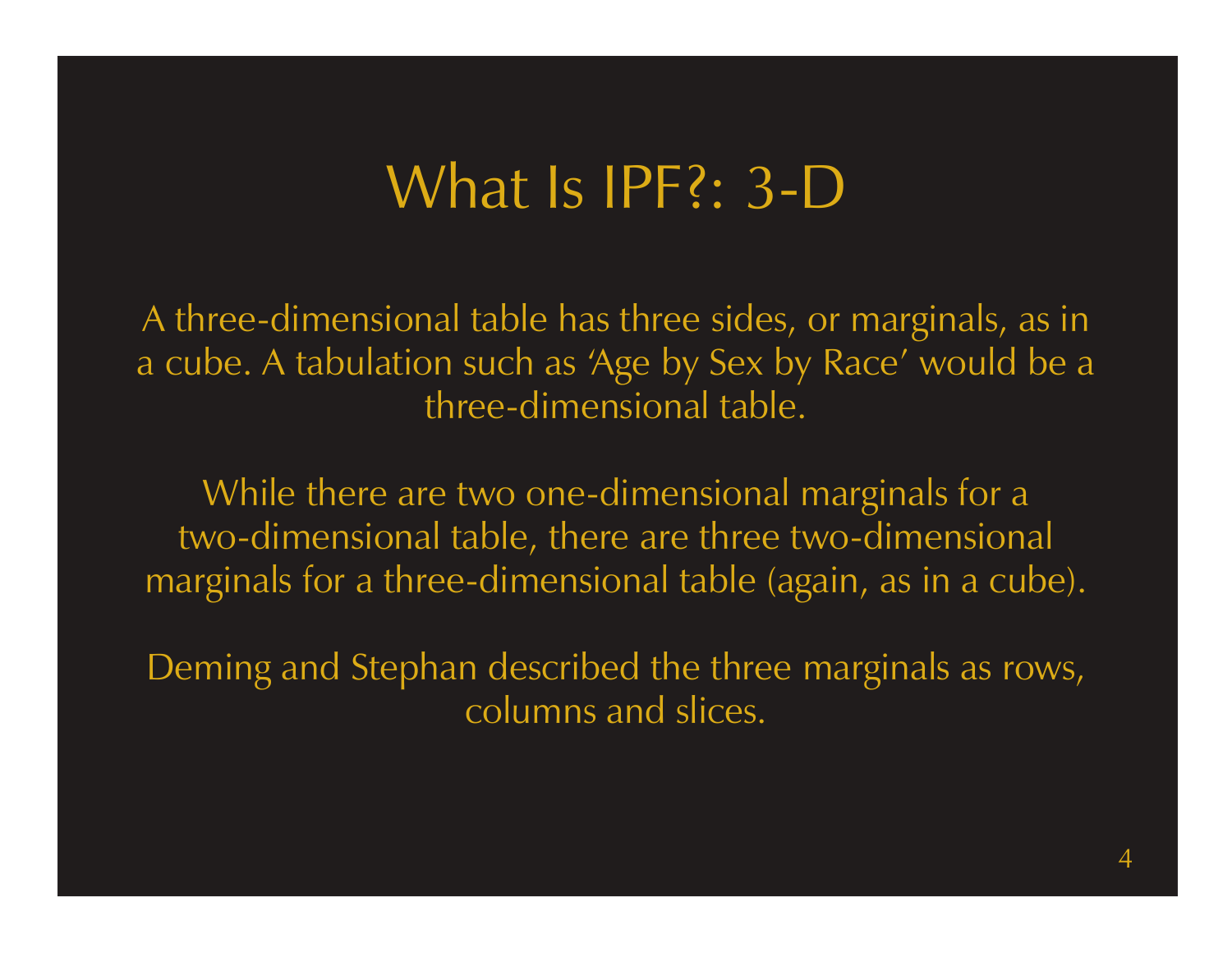# What Is IPF?: 3-D

A three-dimensional table has three sides, or marginals, as in a cube. A tabulation such as 'Age by Sex by Race' would be a three-dimensional table.

While there are two one-dimensional marginals for a two-dimensional table, there are three two-dimensional marginals for a three-dimensional table (again, as in a cube).

Deming and Stephan described the three marginals as rows, columns and slices.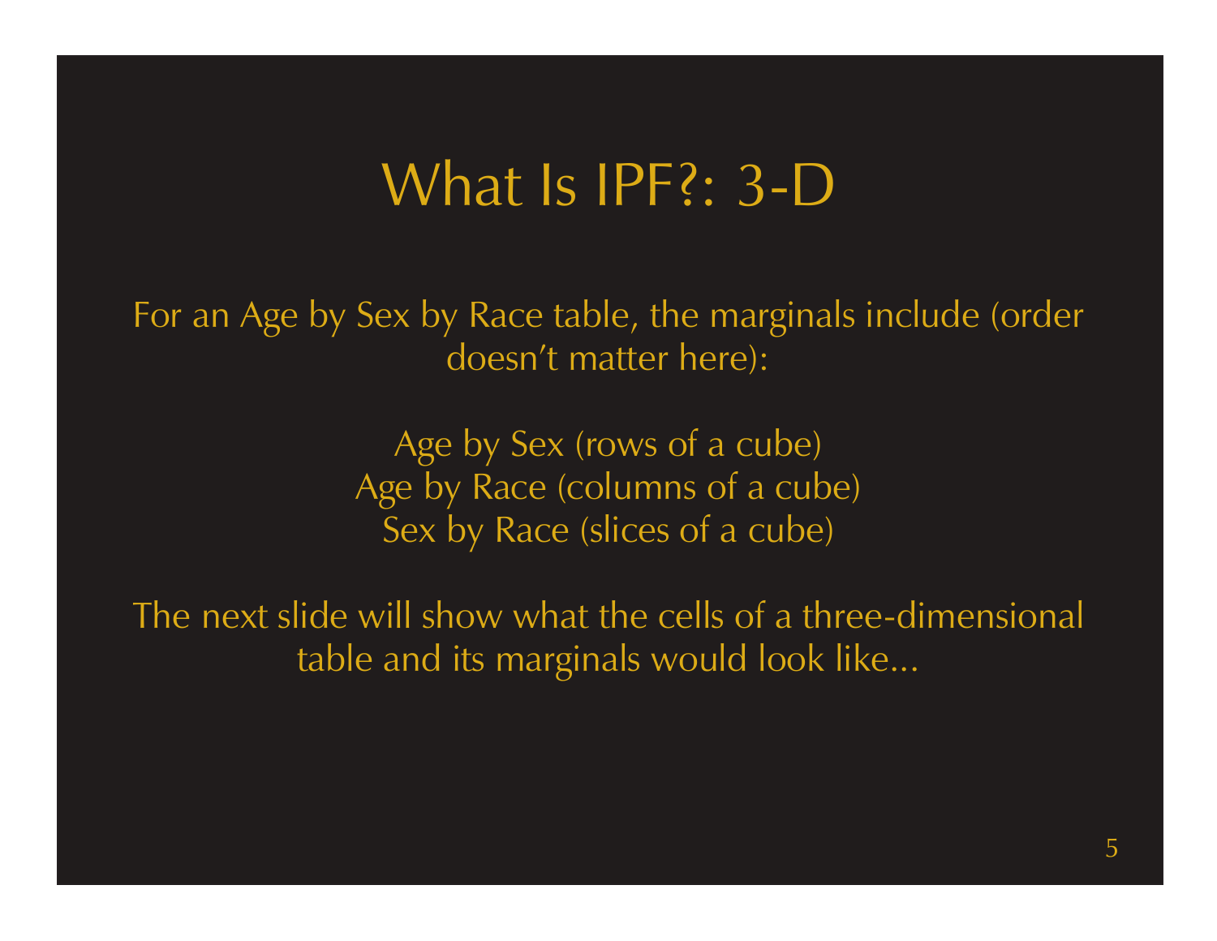# What Is IPF?: 3-D

For an Age by Sex by Race table, the marginals include (order doesn't matter here):

Age by Sex (rows of a cube)
Age by Race (columns of a cube)
Sex by Race (slices of a cube)

The next slide will show what the cells of a three-dimensional table and its marginals would look like...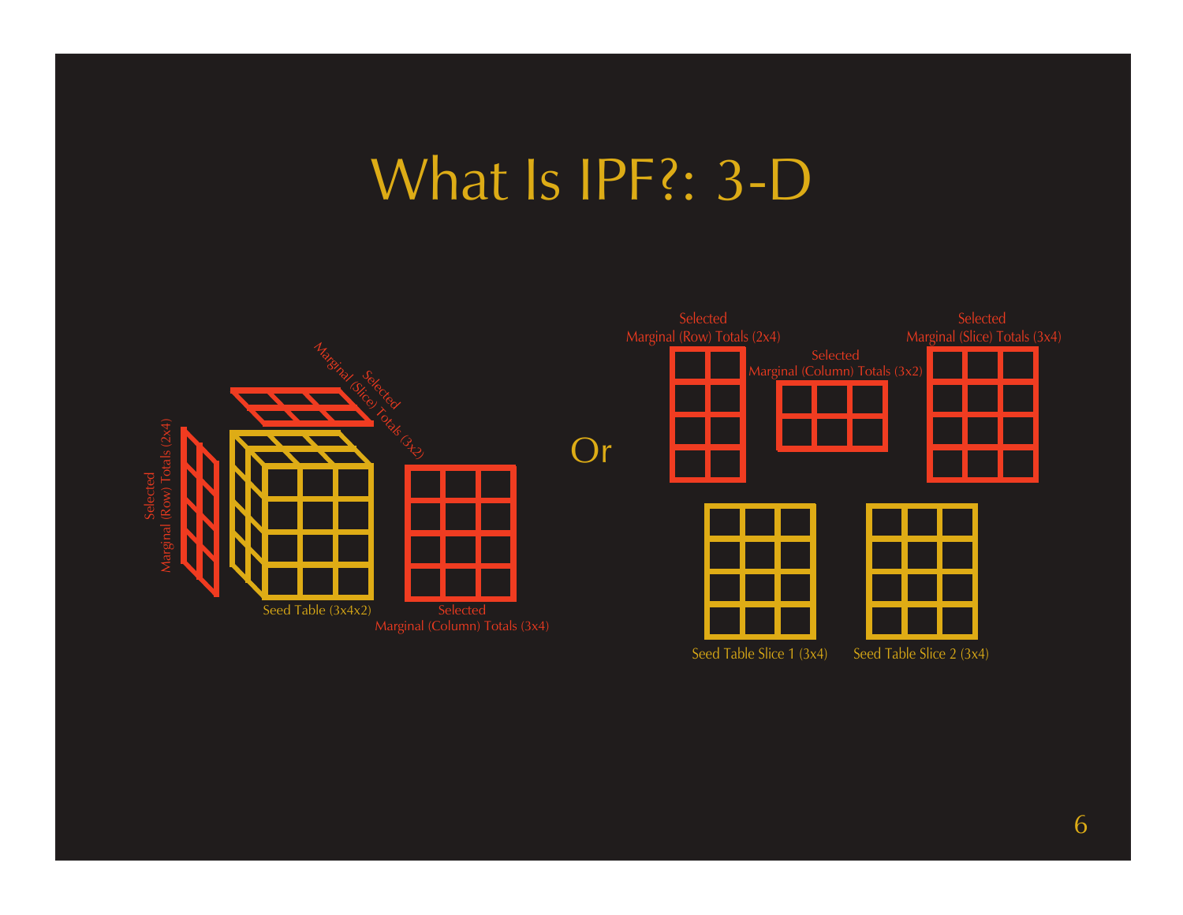# What Is IPF?: 3-D

Selected Marginal (Row) Totals (2x4)

Selected Marginal (Slice) Totals (3x2)

Seed Table (3x4x2)

Selected Marginal (Column) Totals (3x4)

Or

Selected Marginal (Row) Totals (2x4)

Selected Marginal (Column) Totals (3x2)

Selected Marginal (Slice) Totals (3x4)

Seed Table Slice 1 (3x4)

Seed Table Slice 2 (3x4)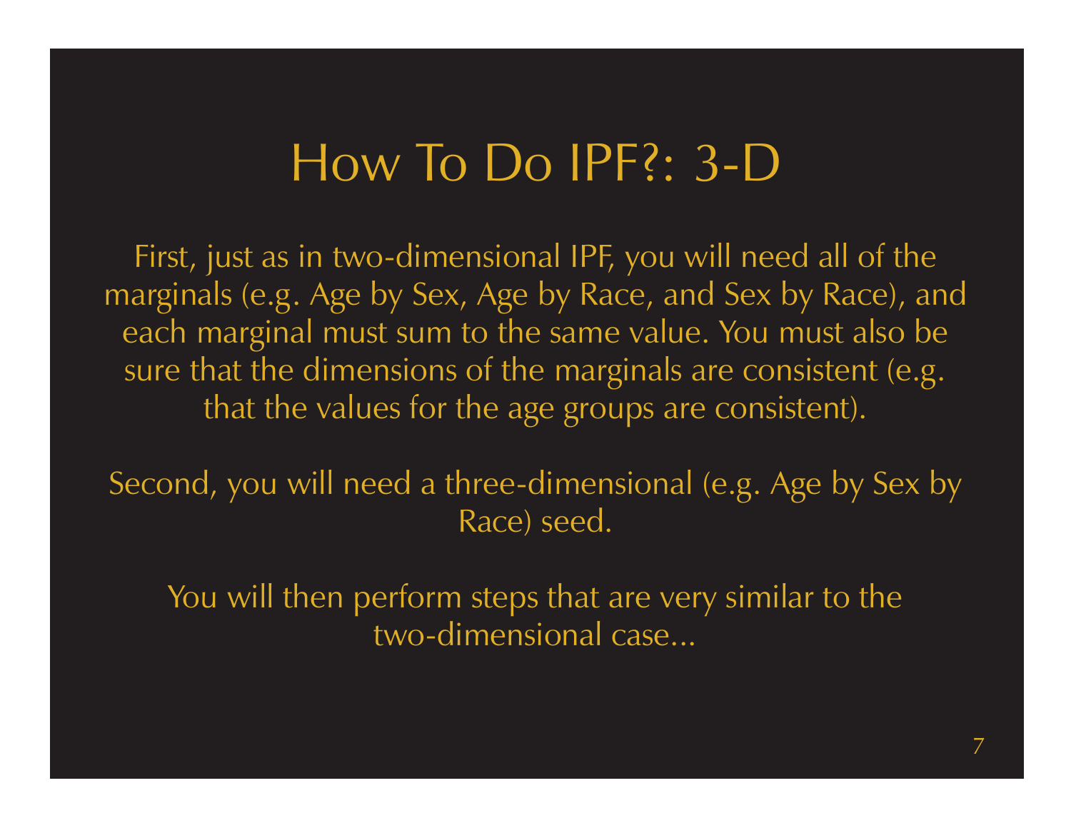# How To Do IPF?: 3-D

First, just as in two-dimensional IPF, you will need all of the marginals (e.g. Age by Sex, Age by Race, and Sex by Race), and each marginal must sum to the same value. You must also be sure that the dimensions of the marginals are consistent (e.g. that the values for the age groups are consistent).

Second, you will need a three-dimensional (e.g. Age by Sex by Race) seed.

You will then perform steps that are very similar to the two-dimensional case...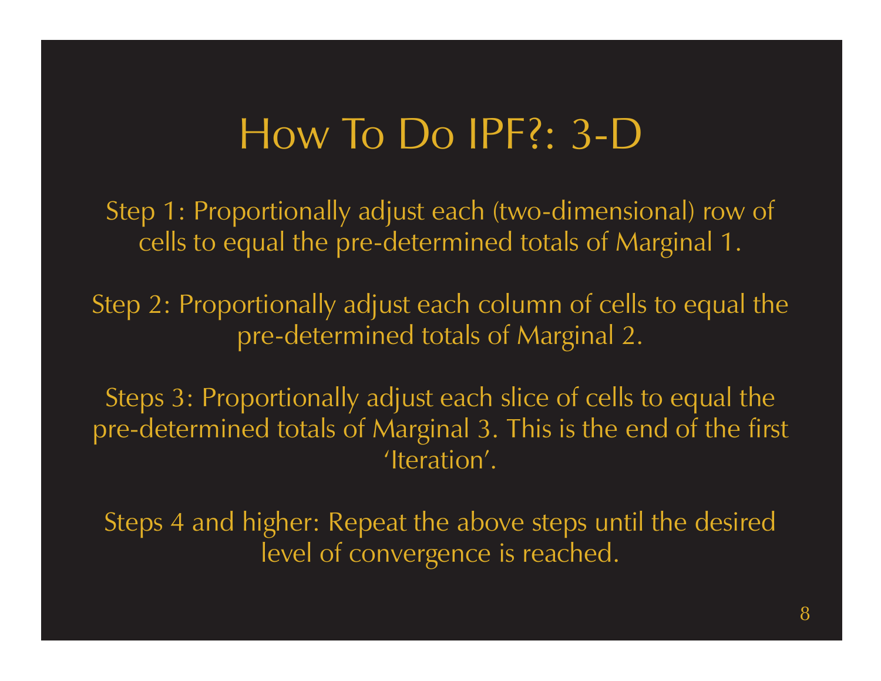# How To Do IPF?: 3-D

Step 1: Proportionally adjust each (two-dimensional) row of cells to equal the pre-determined totals of Marginal 1.

Step 2: Proportionally adjust each column of cells to equal the pre-determined totals of Marginal 2.

Steps 3: Proportionally adjust each slice of cells to equal the pre-determined totals of Marginal 3. This is the end of the first 'Iteration'.

Steps 4 and higher: Repeat the above steps until the desired level of convergence is reached.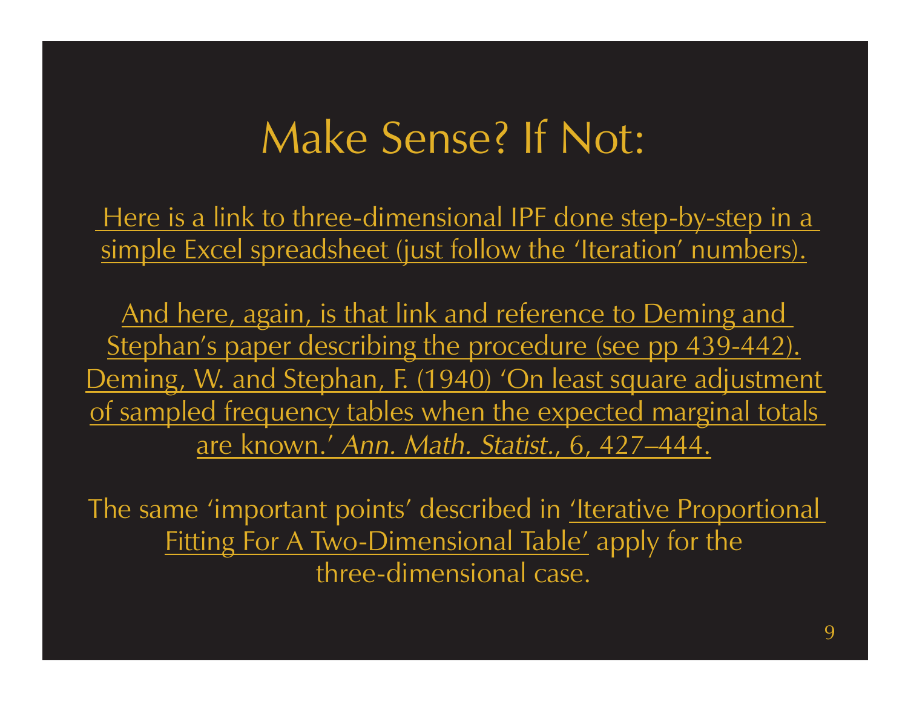# Make Sense? If Not:

Here is a link to three-dimensional IPF done step-by-step in a simple Excel spreadsheet (just follow the 'Iteration' numbers).

And here, again, is that link and reference to Deming and Stephan's paper describing the procedure (see pp 439-442). Deming, W. and Stephan, F. (1940) 'On least square adjustment of sampled frequency tables when the expected marginal totals are known.' *Ann. Math. Statist.*, 6, 427–444.

The same 'important points' described in 'Iterative Proportional Fitting For A Two-Dimensional Table' apply for the three-dimensional case.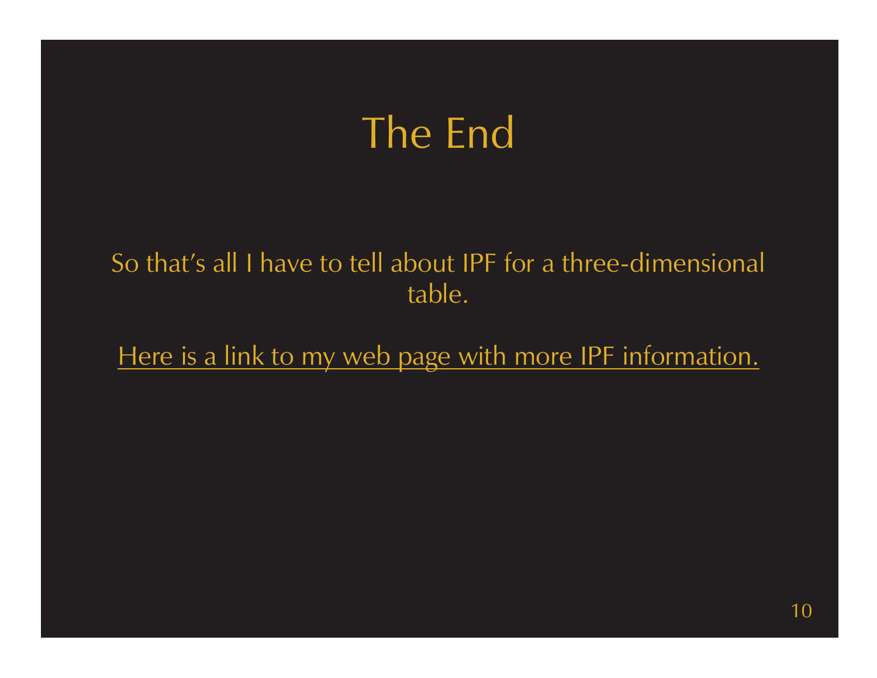# The End

So that's all I have to tell about IPF for a three-dimensional table.

Here is a link to my web page with more IPF information.